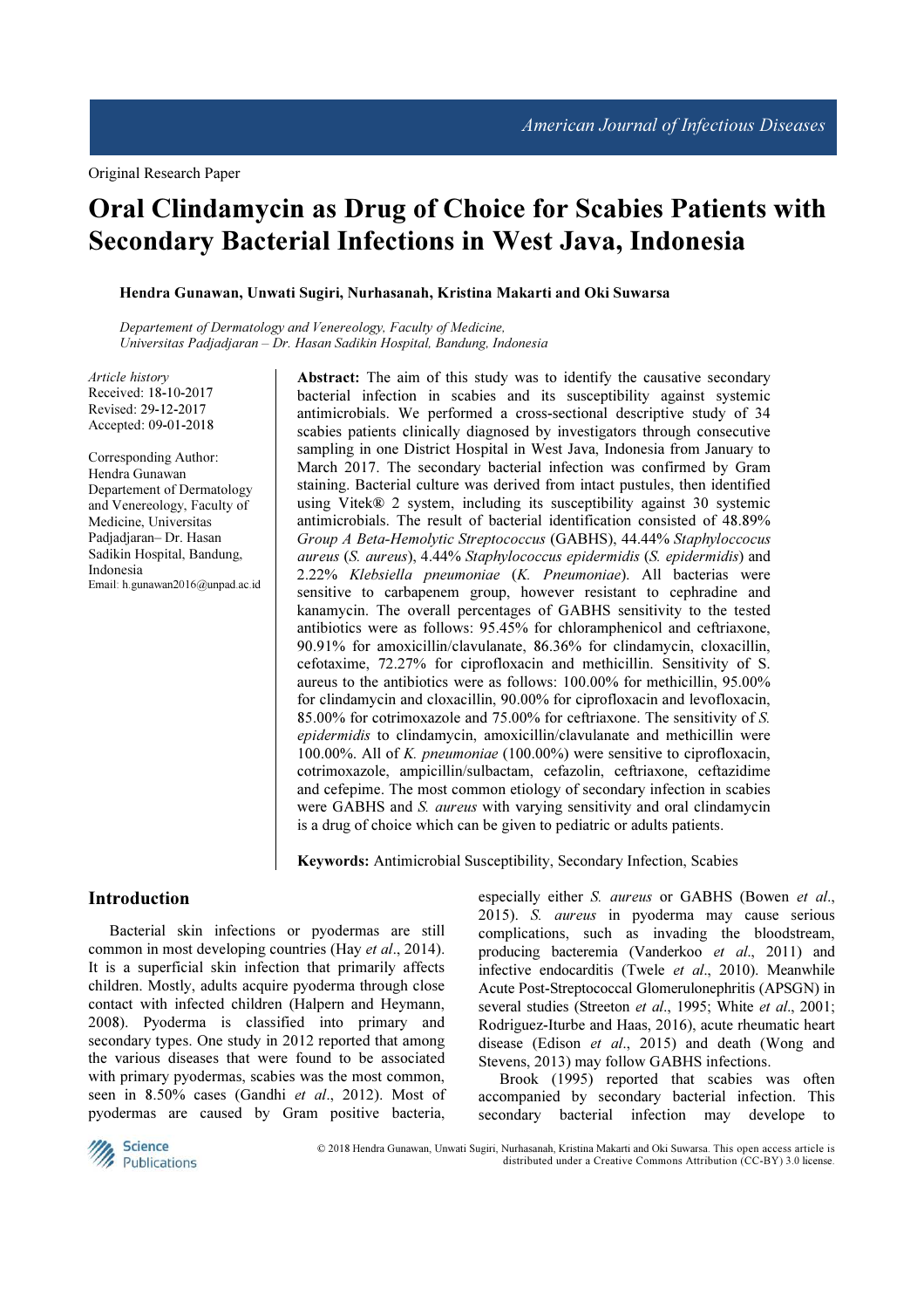Original Research Paper

# Oral Clindamycin as Drug of Choice for Scabies Patients with Secondary Bacterial Infections in West Java, Indonesia

**Hendra Gunawan, Unwati Sugiri, Nurhasanah, Kristina Makarti and Oki Suwarsa**

*Departement of Dermatology and Venereology, Faculty of Medicine, Universitas Padjadjaran – Dr. Hasan Sadikin Hospital, Bandung, Indonesia*

*Article history*
Received: 18-10-2017
Revised: 29-12-2017
Accepted: 09-01-2018

Corresponding Author:
Hendra Gunawan
Departement of Dermatology and Venereology, Faculty of Medicine, Universitas Padjadjaran– Dr. Hasan Sadikin Hospital, Bandung, Indonesia
Email: h.gunawan2016@unpad.ac.id

**Abstract:** The aim of this study was to identify the causative secondary bacterial infection in scabies and its susceptibility against systemic antimicrobials. We performed a cross-sectional descriptive study of 34 scabies patients clinically diagnosed by investigators through consecutive sampling in one District Hospital in West Java, Indonesia from January to March 2017. The secondary bacterial infection was confirmed by Gram staining. Bacterial culture was derived from intact pustules, then identified using Vitek® 2 system, including its susceptibility against 30 systemic antimicrobials. The result of bacterial identification consisted of 48.89% *Group A Beta-Hemolytic Streptococcus* (GABHS), 44.44% *Staphyloccocus aureus* (*S. aureus*), 4.44% *Staphylococcus epidermidis* (*S. epidermidis*) and 2.22% *Klebsiella pneumoniae* (*K. Pneumoniae*). All bacterias were sensitive to carbapenem group, however resistant to cephradine and kanamycin. The overall percentages of GABHS sensitivity to the tested antibiotics were as follows: 95.45% for chloramphenicol and ceftriaxone, 90.91% for amoxicillin/clavulanate, 86.36% for clindamycin, cloxacillin, cefotaxime, 72.27% for ciprofloxacin and methicillin. Sensitivity of S. aureus to the antibiotics were as follows: 100.00% for methicillin, 95.00% for clindamycin and cloxacillin, 90.00% for ciprofloxacin and levofloxacin, 85.00% for cotrimoxazole and 75.00% for ceftriaxone. The sensitivity of *S. epidermidis* to clindamycin, amoxicillin/clavulanate and methicillin were 100.00%. All of *K. pneumoniae* (100.00%) were sensitive to ciprofloxacin, cotrimoxazole, ampicillin/sulbactam, cefazolin, ceftriaxone, ceftazidime and cefepime. The most common etiology of secondary infection in scabies were GABHS and *S. aureus* with varying sensitivity and oral clindamycin is a drug of choice which can be given to pediatric or adults patients.

**Keywords:** Antimicrobial Susceptibility, Secondary Infection, Scabies

## Introduction

Bacterial skin infections or pyodermas are still common in most developing countries (Hay *et al*., 2014). It is a superficial skin infection that primarily affects children. Mostly, adults acquire pyoderma through close contact with infected children (Halpern and Heymann, 2008). Pyoderma is classified into primary and secondary types. One study in 2012 reported that among the various diseases that were found to be associated with primary pyodermas, scabies was the most common, seen in 8.50% cases (Gandhi *et al*., 2012). Most of pyodermas are caused by Gram positive bacteria, especially either *S. aureus* or GABHS (Bowen *et al*., 2015). *S. aureus* in pyoderma may cause serious complications, such as invading the bloodstream, producing bacteremia (Vanderkoo *et al*., 2011) and infective endocarditis (Twele *et al*., 2010). Meanwhile Acute Post-Streptococcal Glomerulonephritis (APSGN) in several studies (Streeton *et al*., 1995; White *et al*., 2001; Rodriguez-Iturbe and Haas, 2016), acute rheumatic heart disease (Edison *et al*., 2015) and death (Wong and Stevens, 2013) may follow GABHS infections.

Brook (1995) reported that scabies was often accompanied by secondary bacterial infection. This secondary bacterial infection may develope to

© 2018 Hendra Gunawan, Unwati Sugiri, Nurhasanah, Kristina Makarti and Oki Suwarsa. This open access article is distributed under a Creative Commons Attribution (CC-BY) 3.0 license.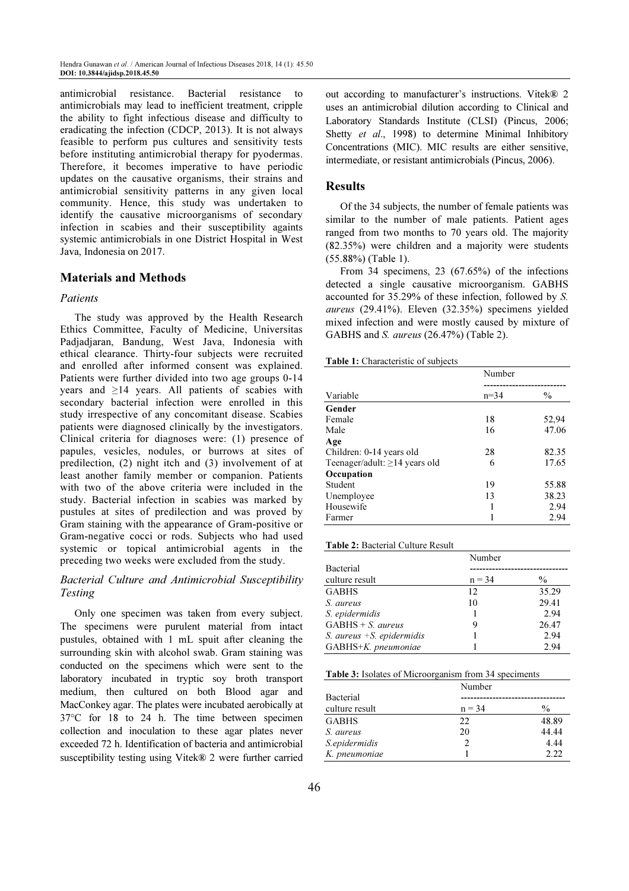antimicrobial resistance. Bacterial resistance to antimicrobials may lead to inefficient treatment, cripple the ability to fight infectious disease and difficulty to eradicating the infection (CDCP, 2013). It is not always feasible to perform pus cultures and sensitivity tests before instituting antimicrobial therapy for pyodermas. Therefore, it becomes imperative to have periodic updates on the causative organisms, their strains and antimicrobial sensitivity patterns in any given local community. Hence, this study was undertaken to identify the causative microorganisms of secondary infection in scabies and their susceptibility againts systemic antimicrobials in one District Hospital in West Java, Indonesia on 2017.

## Materials and Methods

### Patients

The study was approved by the Health Research Ethics Committee, Faculty of Medicine, Universitas Padjadjaran, Bandung, West Java, Indonesia with ethical clearance. Thirty-four subjects were recruited and enrolled after informed consent was explained. Patients were further divided into two age groups 0-14 years and ≥14 years. All patients of scabies with secondary bacterial infection were enrolled in this study irrespective of any concomitant disease. Scabies patients were diagnosed clinically by the investigators. Clinical criteria for diagnoses were: (1) presence of papules, vesicles, nodules, or burrows at sites of predilection, (2) night itch and (3) involvement of at least another family member or companion. Patients with two of the above criteria were included in the study. Bacterial infection in scabies was marked by pustules at sites of predilection and was proved by Gram staining with the appearance of Gram-positive or Gram-negative cocci or rods. Subjects who had used systemic or topical antimicrobial agents in the preceding two weeks were excluded from the study.

### Bacterial Culture and Antimicrobial Susceptibility Testing

Only one specimen was taken from every subject. The specimens were purulent material from intact pustules, obtained with 1 mL spuit after cleaning the surrounding skin with alcohol swab. Gram staining was conducted on the specimens which were sent to the laboratory incubated in tryptic soy broth transport medium, then cultured on both Blood agar and MacConkey agar. The plates were incubated aerobically at 37°C for 18 to 24 h. The time between specimen collection and inoculation to these agar plates never exceeded 72 h. Identification of bacteria and antimicrobial susceptibility testing using Vitek® 2 were further carried out according to manufacturer's instructions. Vitek® 2 uses an antimicrobial dilution according to Clinical and Laboratory Standards Institute (CLSI) (Pincus, 2006; Shetty *et al*., 1998) to determine Minimal Inhibitory Concentrations (MIC). MIC results are either sensitive, intermediate, or resistant antimicrobials (Pincus, 2006).

## Results

Of the 34 subjects, the number of female patients was similar to the number of male patients. Patient ages ranged from two months to 70 years old. The majority (82.35%) were children and a majority were students (55.88%) (Table 1).

From 34 specimens, 23 (67.65%) of the infections detected a single causative microorganism. GABHS accounted for 35.29% of these infection, followed by *S. aureus* (29.41%). Eleven (32.35%) specimens yielded mixed infection and were mostly caused by mixture of GABHS and *S. aureus* (26.47%) (Table 2).

**Table 1:** Characteristic of subjects

| Variable | Number n=34 | % |
|---|---|---|
| **Gender** | | |
| Female | 18 | 52,94 |
| Male | 16 | 47.06 |
| **Age** | | |
| Children: 0-14 years old | 28 | 82.35 |
| Teenager/adult: ≥14 years old | 6 | 17.65 |
| **Occupation** | | |
| Student | 19 | 55.88 |
| Unemployee | 13 | 38.23 |
| Housewife | 1 | 2.94 |
| Farmer | 1 | 2.94 |

**Table 2:** Bacterial Culture Result

| Bacterial culture result | Number n = 34 | % |
|---|---|---|
| GABHS | 12 | 35.29 |
| *S. aureus* | 10 | 29.41 |
| *S. epidermidis* | 1 | 2.94 |
| GABHS + *S. aureus* | 9 | 26.47 |
| *S. aureus* +*S. epidermidis* | 1 | 2.94 |
| GABHS+*K. pneumoniae* | 1 | 2.94 |

**Table 3:** Isolates of Microorganism from 34 speciments

| Bacterial culture result | Number n = 34 | % |
|---|---|---|
| GABHS | 22 | 48.89 |
| *S. aureus* | 20 | 44.44 |
| *S.epidermidis* | 2 | 4.44 |
| *K. pneumoniae* | 1 | 2.22 |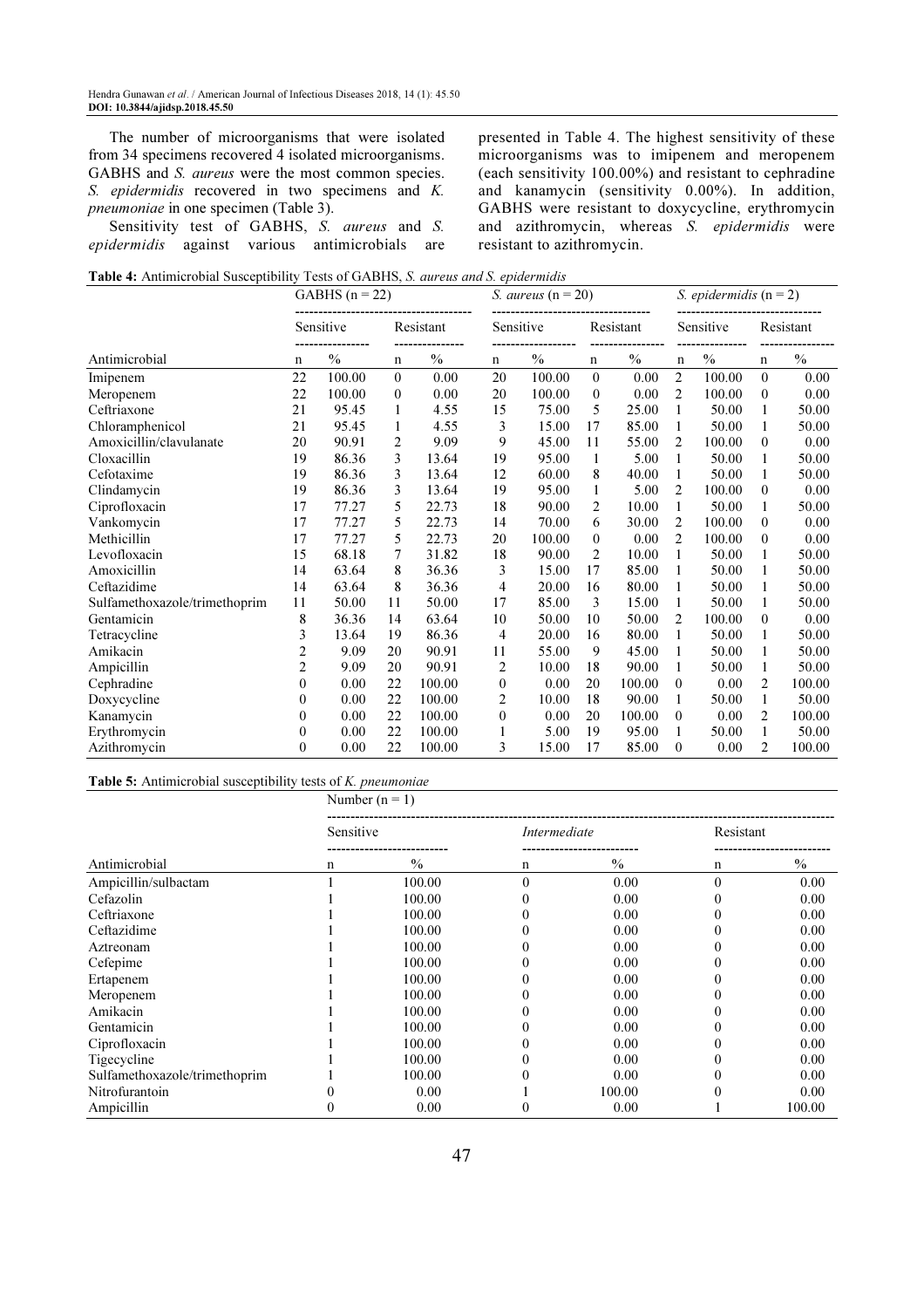The number of microorganisms that were isolated from 34 specimens recovered 4 isolated microorganisms. GABHS and *S. aureus* were the most common species. *S. epidermidis* recovered in two specimens and *K. pneumoniae* in one specimen (Table 3).

Sensitivity test of GABHS, *S. aureus* and *S. epidermidis* against various antimicrobials are presented in Table 4. The highest sensitivity of these microorganisms was to imipenem and meropenem (each sensitivity 100.00%) and resistant to cephradine and kanamycin (sensitivity 0.00%). In addition, GABHS were resistant to doxycycline, erythromycin and azithromycin, whereas *S. epidermidis* were resistant to azithromycin.

**Table 4:** Antimicrobial Susceptibility Tests of GABHS, *S. aureus* and *S. epidermidis*

| | GABHS (n = 22) | | | | *S. aureus* (n = 20) | | | | *S. epidermidis* (n = 2) | | | |
|---|---|---|---|---|---|---|---|---|---|---|---|---|
| | Sensitive | | Resistant | | Sensitive | | Resistant | | Sensitive | | Resistant | |
| Antimicrobial | n | % | n | % | n | % | n | % | n | % | n | % |
| Imipenem | 22 | 100.00 | 0 | 0.00 | 20 | 100.00 | 0 | 0.00 | 2 | 100.00 | 0 | 0.00 |
| Meropenem | 22 | 100.00 | 0 | 0.00 | 20 | 100.00 | 0 | 0.00 | 2 | 100.00 | 0 | 0.00 |
| Ceftriaxone | 21 | 95.45 | 1 | 4.55 | 15 | 75.00 | 5 | 25.00 | 1 | 50.00 | 1 | 50.00 |
| Chloramphenicol | 21 | 95.45 | 1 | 4.55 | 3 | 15.00 | 17 | 85.00 | 1 | 50.00 | 1 | 50.00 |
| Amoxicillin/clavulanate | 20 | 90.91 | 2 | 9.09 | 9 | 45.00 | 11 | 55.00 | 2 | 100.00 | 0 | 0.00 |
| Cloxacillin | 19 | 86.36 | 3 | 13.64 | 19 | 95.00 | 1 | 5.00 | 1 | 50.00 | 1 | 50.00 |
| Cefotaxime | 19 | 86.36 | 3 | 13.64 | 12 | 60.00 | 8 | 40.00 | 1 | 50.00 | 1 | 50.00 |
| Clindamycin | 19 | 86.36 | 3 | 13.64 | 19 | 95.00 | 1 | 5.00 | 2 | 100.00 | 0 | 0.00 |
| Ciprofloxacin | 17 | 77.27 | 5 | 22.73 | 18 | 90.00 | 2 | 10.00 | 1 | 50.00 | 1 | 50.00 |
| Vankomycin | 17 | 77.27 | 5 | 22.73 | 14 | 70.00 | 6 | 30.00 | 2 | 100.00 | 0 | 0.00 |
| Methicillin | 17 | 77.27 | 5 | 22.73 | 20 | 100.00 | 0 | 0.00 | 2 | 100.00 | 0 | 0.00 |
| Levofloxacin | 15 | 68.18 | 7 | 31.82 | 18 | 90.00 | 2 | 10.00 | 1 | 50.00 | 1 | 50.00 |
| Amoxicillin | 14 | 63.64 | 8 | 36.36 | 3 | 15.00 | 17 | 85.00 | 1 | 50.00 | 1 | 50.00 |
| Ceftazidime | 14 | 63.64 | 8 | 36.36 | 4 | 20.00 | 16 | 80.00 | 1 | 50.00 | 1 | 50.00 |
| Sulfamethoxazole/trimethoprim | 11 | 50.00 | 11 | 50.00 | 17 | 85.00 | 3 | 15.00 | 1 | 50.00 | 1 | 50.00 |
| Gentamicin | 8 | 36.36 | 14 | 63.64 | 10 | 50.00 | 10 | 50.00 | 2 | 100.00 | 0 | 0.00 |
| Tetracycline | 3 | 13.64 | 19 | 86.36 | 4 | 20.00 | 16 | 80.00 | 1 | 50.00 | 1 | 50.00 |
| Amikacin | 2 | 9.09 | 20 | 90.91 | 11 | 55.00 | 9 | 45.00 | 1 | 50.00 | 1 | 50.00 |
| Ampicillin | 2 | 9.09 | 20 | 90.91 | 2 | 10.00 | 18 | 90.00 | 1 | 50.00 | 1 | 50.00 |
| Cephradine | 0 | 0.00 | 22 | 100.00 | 0 | 0.00 | 20 | 100.00 | 0 | 0.00 | 2 | 100.00 |
| Doxycycline | 0 | 0.00 | 22 | 100.00 | 2 | 10.00 | 18 | 90.00 | 1 | 50.00 | 1 | 50.00 |
| Kanamycin | 0 | 0.00 | 22 | 100.00 | 0 | 0.00 | 20 | 100.00 | 0 | 0.00 | 2 | 100.00 |
| Erythromycin | 0 | 0.00 | 22 | 100.00 | 1 | 5.00 | 19 | 95.00 | 1 | 50.00 | 1 | 50.00 |
| Azithromycin | 0 | 0.00 | 22 | 100.00 | 3 | 15.00 | 17 | 85.00 | 0 | 0.00 | 2 | 100.00 |

**Table 5:** Antimicrobial susceptibility tests of *K. pneumoniae*

| | Number (n = 1) | | | | | |
|---|---|---|---|---|---|---|
| | Sensitive | | *Intermediate* | | Resistant | |
| Antimicrobial | n | % | n | % | n | % |
| Ampicillin/sulbactam | 1 | 100.00 | 0 | 0.00 | 0 | 0.00 |
| Cefazolin | 1 | 100.00 | 0 | 0.00 | 0 | 0.00 |
| Ceftriaxone | 1 | 100.00 | 0 | 0.00 | 0 | 0.00 |
| Ceftazidime | 1 | 100.00 | 0 | 0.00 | 0 | 0.00 |
| Aztreonam | 1 | 100.00 | 0 | 0.00 | 0 | 0.00 |
| Cefepime | 1 | 100.00 | 0 | 0.00 | 0 | 0.00 |
| Ertapenem | 1 | 100.00 | 0 | 0.00 | 0 | 0.00 |
| Meropenem | 1 | 100.00 | 0 | 0.00 | 0 | 0.00 |
| Amikacin | 1 | 100.00 | 0 | 0.00 | 0 | 0.00 |
| Gentamicin | 1 | 100.00 | 0 | 0.00 | 0 | 0.00 |
| Ciprofloxacin | 1 | 100.00 | 0 | 0.00 | 0 | 0.00 |
| Tigecycline | 1 | 100.00 | 0 | 0.00 | 0 | 0.00 |
| Sulfamethoxazole/trimethoprim | 1 | 100.00 | 0 | 0.00 | 0 | 0.00 |
| Nitrofurantoin | 0 | 0.00 | 1 | 100.00 | 0 | 0.00 |
| Ampicillin | 0 | 0.00 | 0 | 0.00 | 1 | 100.00 |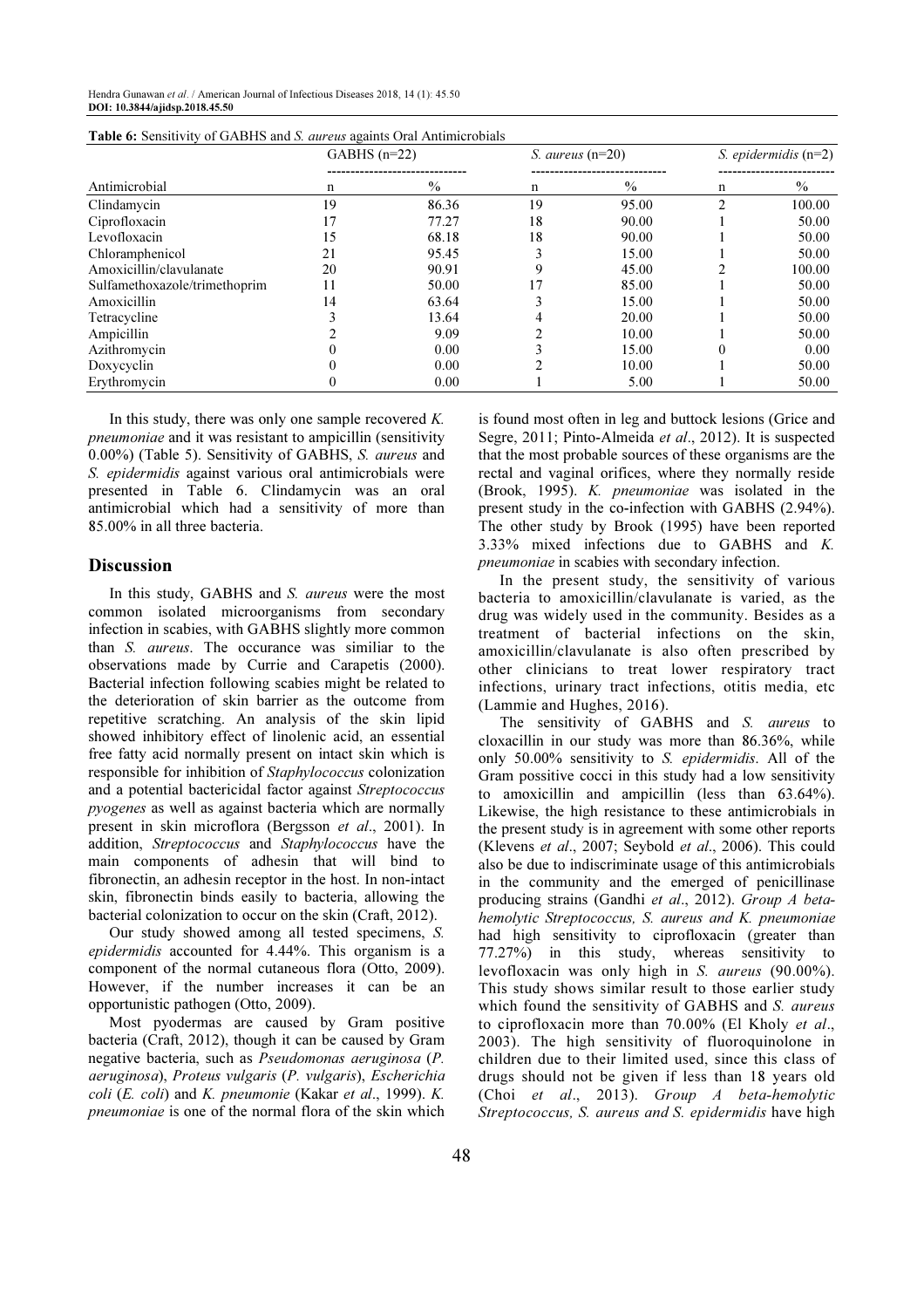**Table 6:** Sensitivity of GABHS and *S. aureus* againts Oral Antimicrobials

| | GABHS (n=22) | | *S. aureus* (n=20) | | *S. epidermidis* (n=2) | |
|---|---|---|---|---|---|---|
| Antimicrobial | n | % | n | % | n | % |
| Clindamycin | 19 | 86.36 | 19 | 95.00 | 2 | 100.00 |
| Ciprofloxacin | 17 | 77.27 | 18 | 90.00 | 1 | 50.00 |
| Levofloxacin | 15 | 68.18 | 18 | 90.00 | 1 | 50.00 |
| Chloramphenicol | 21 | 95.45 | 3 | 15.00 | 1 | 50.00 |
| Amoxicillin/clavulanate | 20 | 90.91 | 9 | 45.00 | 2 | 100.00 |
| Sulfamethoxazole/trimethoprim | 11 | 50.00 | 17 | 85.00 | 1 | 50.00 |
| Amoxicillin | 14 | 63.64 | 3 | 15.00 | 1 | 50.00 |
| Tetracycline | 3 | 13.64 | 4 | 20.00 | 1 | 50.00 |
| Ampicillin | 2 | 9.09 | 2 | 10.00 | 1 | 50.00 |
| Azithromycin | 0 | 0.00 | 3 | 15.00 | 0 | 0.00 |
| Doxycyclin | 0 | 0.00 | 2 | 10.00 | 1 | 50.00 |
| Erythromycin | 0 | 0.00 | 1 | 5.00 | 1 | 50.00 |

In this study, there was only one sample recovered *K. pneumoniae* and it was resistant to ampicillin (sensitivity 0.00%) (Table 5). Sensitivity of GABHS, *S. aureus* and *S. epidermidis* against various oral antimicrobials were presented in Table 6. Clindamycin was an oral antimicrobial which had a sensitivity of more than 85.00% in all three bacteria.

## Discussion

In this study, GABHS and *S. aureus* were the most common isolated microorganisms from secondary infection in scabies, with GABHS slightly more common than *S. aureus*. The occurance was similiar to the observations made by Currie and Carapetis (2000). Bacterial infection following scabies might be related to the deterioration of skin barrier as the outcome from repetitive scratching. An analysis of the skin lipid showed inhibitory effect of linolenic acid, an essential free fatty acid normally present on intact skin which is responsible for inhibition of *Staphylococcus* colonization and a potential bactericidal factor against *Streptococcus pyogenes* as well as against bacteria which are normally present in skin microflora (Bergsson *et al*., 2001). In addition, *Streptococcus* and *Staphylococcus* have the main components of adhesin that will bind to fibronectin, an adhesin receptor in the host. In non-intact skin, fibronectin binds easily to bacteria, allowing the bacterial colonization to occur on the skin (Craft, 2012).

Our study showed among all tested specimens, *S. epidermidis* accounted for 4.44%. This organism is a component of the normal cutaneous flora (Otto, 2009). However, if the number increases it can be an opportunistic pathogen (Otto, 2009).

Most pyodermas are caused by Gram positive bacteria (Craft, 2012), though it can be caused by Gram negative bacteria, such as *Pseudomonas aeruginosa* (*P. aeruginosa*), *Proteus vulgaris* (*P. vulgaris*), *Escherichia coli* (*E. coli*) and *K. pneumonie* (Kakar *et al*., 1999). *K. pneumoniae* is one of the normal flora of the skin which is found most often in leg and buttock lesions (Grice and Segre, 2011; Pinto-Almeida *et al*., 2012). It is suspected that the most probable sources of these organisms are the rectal and vaginal orifices, where they normally reside (Brook, 1995). *K. pneumoniae* was isolated in the present study in the co-infection with GABHS (2.94%). The other study by Brook (1995) have been reported 3.33% mixed infections due to GABHS and *K. pneumoniae* in scabies with secondary infection.

In the present study, the sensitivity of various bacteria to amoxicillin/clavulanate is varied, as the drug was widely used in the community. Besides as a treatment of bacterial infections on the skin, amoxicillin/clavulanate is also often prescribed by other clinicians to treat lower respiratory tract infections, urinary tract infections, otitis media, etc (Lammie and Hughes, 2016).

The sensitivity of GABHS and *S. aureus* to cloxacillin in our study was more than 86.36%, while only 50.00% sensitivity to *S. epidermidis*. All of the Gram possitive cocci in this study had a low sensitivity to amoxicillin and ampicillin (less than 63.64%). Likewise, the high resistance to these antimicrobials in the present study is in agreement with some other reports (Klevens *et al*., 2007; Seybold *et al*., 2006). This could also be due to indiscriminate usage of this antimicrobials in the community and the emerged of penicillinase producing strains (Gandhi *et al*., 2012). *Group A beta-hemolytic Streptococcus, S. aureus and K. pneumoniae* had high sensitivity to ciprofloxacin (greater than 77.27%) in this study, whereas sensitivity to levofloxacin was only high in *S. aureus* (90.00%). This study shows similar result to those earlier study which found the sensitivity of GABHS and *S. aureus* to ciprofloxacin more than 70.00% (El Kholy *et al*., 2003). The high sensitivity of fluoroquinolone in children due to their limited used, since this class of drugs should not be given if less than 18 years old (Choi *et al*., 2013). *Group A beta-hemolytic Streptococcus, S. aureus and S. epidermidis* have high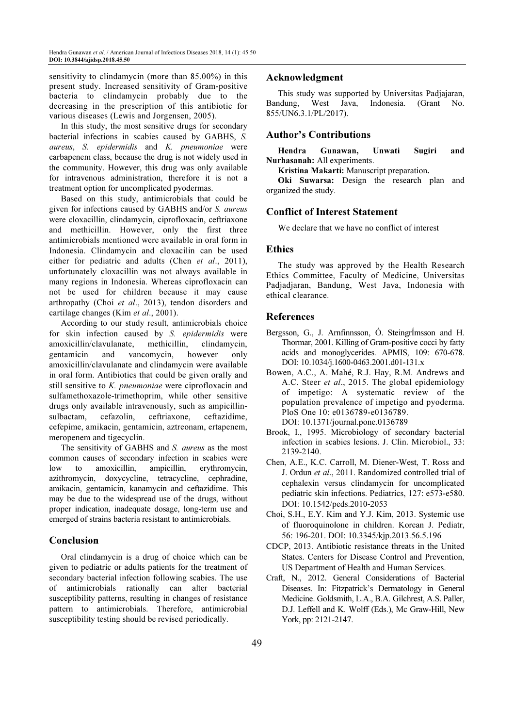sensitivity to clindamycin (more than 85.00%) in this present study. Increased sensitivity of Gram-positive bacteria to clindamycin probably due to the decreasing in the prescription of this antibiotic for various diseases (Lewis and Jorgensen, 2005).

In this study, the most sensitive drugs for secondary bacterial infections in scabies caused by GABHS, *S. aureus*, *S. epidermidis* and *K. pneumoniae* were carbapenem class, because the drug is not widely used in the community. However, this drug was only available for intravenous administration, therefore it is not a treatment option for uncomplicated pyodermas.

Based on this study, antimicrobials that could be given for infections caused by GABHS and/or *S. aureus* were cloxacillin, clindamycin, ciprofloxacin, ceftriaxone and methicillin. However, only the first three antimicrobials mentioned were available in oral form in Indonesia. Clindamycin and cloxacilin can be used either for pediatric and adults (Chen *et al*., 2011), unfortunately cloxacillin was not always available in many regions in Indonesia. Whereas ciprofloxacin can not be used for children because it may cause arthropathy (Choi *et al*., 2013), tendon disorders and cartilage changes (Kim *et al*., 2001).

According to our study result, antimicrobials choice for skin infection caused by *S. epidermidis* were amoxicillin/clavulanate, methicillin, clindamycin, gentamicin and vancomycin, however only amoxicillin/clavulanate and clindamycin were available in oral form. Antibiotics that could be given orally and still sensitive to *K. pneumoniae* were ciprofloxacin and sulfamethoxazole-trimethoprim, while other sensitive drugs only available intravenously, such as ampicillin-sulbactam, cefazolin, ceftriaxone, ceftazidime, cefepime, amikacin, gentamicin, aztreonam, ertapenem, meropenem and tigecyclin.

The sensitivity of GABHS and *S. aureus* as the most common causes of secondary infection in scabies were low to amoxicillin, ampicillin, erythromycin, azithromycin, doxycycline, tetracycline, cephradine, amikacin, gentamicin, kanamycin and ceftazidime. This may be due to the widespread use of the drugs, without proper indication, inadequate dosage, long-term use and emerged of strains bacteria resistant to antimicrobials.

## Conclusion

Oral clindamycin is a drug of choice which can be given to pediatric or adults patients for the treatment of secondary bacterial infection following scabies. The use of antimicrobials rationally can alter bacterial susceptibility patterns, resulting in changes of resistance pattern to antimicrobials. Therefore, antimicrobial susceptibility testing should be revised periodically.

## Acknowledgment

This study was supported by Universitas Padjajaran, Bandung, West Java, Indonesia. (Grant No. 855/UN6.3.1/PL/2017).

## Author's Contributions

**Hendra Gunawan, Unwati Sugiri and Nurhasanah:** All experiments.

**Kristina Makarti:** Manuscript preparation**.**

**Oki Suwarsa:** Design the research plan and organized the study.

## Conflict of Interest Statement

We declare that we have no conflict of interest

## Ethics

The study was approved by the Health Research Ethics Committee, Faculty of Medicine, Universitas Padjadjaran, Bandung, West Java, Indonesia with ethical clearance.

## References

Bergsson, G., J. Arnfinnsson, Ó. SteingrÍmsson and H. Thormar, 2001. Killing of Gram-positive cocci by fatty acids and monoglycerides. APMIS, 109: 670-678. DOI: 10.1034/j.1600-0463.2001.d01-131.x

Bowen, A.C., A. Mahé, R.J. Hay, R.M. Andrews and A.C. Steer *et al*., 2015. The global epidemiology of impetigo: A systematic review of the population prevalence of impetigo and pyoderma. PloS One 10: e0136789-e0136789. DOI: 10.1371/journal.pone.0136789

Brook, I., 1995. Microbiology of secondary bacterial infection in scabies lesions. J. Clin. Microbiol., 33: 2139-2140.

Chen, A.E., K.C. Carroll, M. Diener-West, T. Ross and J. Ordun *et al*., 2011. Randomized controlled trial of cephalexin versus clindamycin for uncomplicated pediatric skin infections. Pediatrics, 127: e573-e580. DOI: 10.1542/peds.2010-2053

Choi, S.H., E.Y. Kim and Y.J. Kim, 2013. Systemic use of fluoroquinolone in children. Korean J. Pediatr, 56: 196-201. DOI: 10.3345/kjp.2013.56.5.196

CDCP, 2013. Antibiotic resistance threats in the United States. Centers for Disease Control and Prevention, US Department of Health and Human Services.

Craft, N., 2012. General Considerations of Bacterial Diseases. In: Fitzpatrick's Dermatology in General Medicine. Goldsmith, L.A., B.A. Gilchrest, A.S. Paller, D.J. Leffell and K. Wolff (Eds.), Mc Graw-Hill, New York, pp: 2121-2147.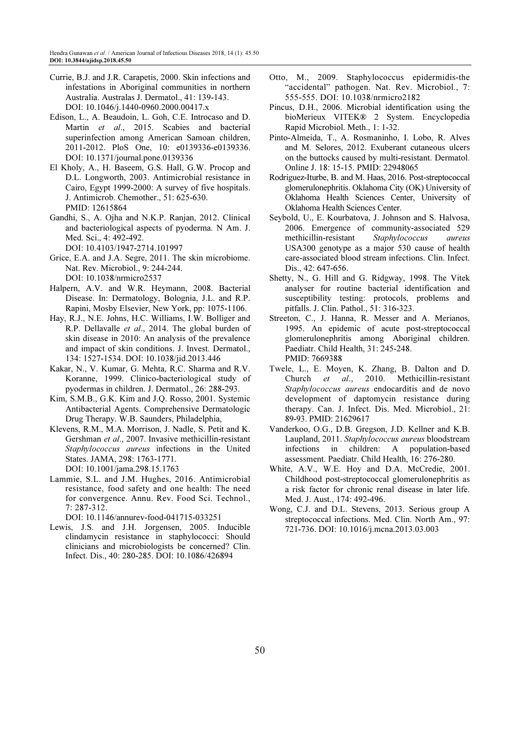Currie, B.J. and J.R. Carapetis, 2000. Skin infections and infestations in Aboriginal communities in northern Australia. Australas J. Dermatol., 41: 139-143. DOI: 10.1046/j.1440-0960.2000.00417.x

Edison, L., A. Beaudoin, L. Goh, C.E. Introcaso and D. Martin *et al*., 2015. Scabies and bacterial superinfection among American Samoan children, 2011-2012. PloS One, 10: e0139336-e0139336. DOI: 10.1371/journal.pone.0139336

El Kholy, A., H. Baseem, G.S. Hall, G.W. Procop and D.L. Longworth, 2003. Antimicrobial resistance in Cairo, Egypt 1999-2000: A survey of five hospitals. J. Antimicrob. Chemother., 51: 625-630. PMID: 12615864

Gandhi, S., A. Ojha and N.K.P. Ranjan, 2012. Clinical and bacteriological aspects of pyoderma. N Am. J. Med. Sci., 4: 492-492. DOI: 10.4103/1947-2714.101997

Grice, E.A. and J.A. Segre, 2011. The skin microbiome. Nat. Rev. Microbiol., 9: 244-244. DOI: 10.1038/nrmicro2537

Halpern, A.V. and W.R. Heymann, 2008. Bacterial Disease. In: Dermatology, Bolognia, J.L. and R.P. Rapini, Mosby Elsevier, New York, pp: 1075-1106.

Hay, R.J., N.E. Johns, H.C. Williams, I.W. Bolliger and R.P. Dellavalle *et al*., 2014. The global burden of skin disease in 2010: An analysis of the prevalence and impact of skin conditions. J. Invest. Dermatol., 134: 1527-1534. DOI: 10.1038/jid.2013.446

Kakar, N., V. Kumar, G. Mehta, R.C. Sharma and R.V. Koranne, 1999. Clinico-bacteriological study of pyodermas in children. J. Dermatol., 26: 288-293.

Kim, S.M.B., G.K. Kim and J.Q. Rosso, 2001. Systemic Antibacterial Agents. Comprehensive Dermatologic Drug Therapy. W.B. Saunders, Philadelphia,

Klevens, R.M., M.A. Morrison, J. Nadle, S. Petit and K. Gershman *et al*., 2007. Invasive methicillin-resistant *Staphylococcus aureus* infections in the United States. JAMA, 298: 1763-1771. DOI: 10.1001/jama.298.15.1763

Lammie, S.L. and J.M. Hughes, 2016. Antimicrobial resistance, food safety and one health: The need for convergence. Annu. Rev. Food Sci. Technol., 7: 287-312. DOI: 10.1146/annurev-food-041715-033251

Lewis, J.S. and J.H. Jorgensen, 2005. Inducible clindamycin resistance in staphylococci: Should clinicians and microbiologists be concerned? Clin. Infect. Dis., 40: 280-285. DOI: 10.1086/426894

Otto, M., 2009. Staphylococcus epidermidis-the "accidental" pathogen. Nat. Rev. Microbiol., 7: 555-555. DOI: 10.1038/nrmicro2182

Pincus, D.H., 2006. Microbial identification using the bioMerieux VITEK® 2 System. Encyclopedia Rapid Microbiol. Meth., 1: 1-32.

Pinto-Almeida, T., A. Rosmaninho, I. Lobo, R. Alves and M. Selores, 2012. Exuberant cutaneous ulcers on the buttocks caused by multi-resistant. Dermatol. Online J. 18: 15-15. PMID: 22948065

Rodriguez-Iturbe, B. and M. Haas, 2016. Post-streptococcal glomerulonephritis. Oklahoma City (OK) University of Oklahoma Health Sciences Center, University of Oklahoma Health Sciences Center.

Seybold, U., E. Kourbatova, J. Johnson and S. Halvosa, 2006. Emergence of community-associated 529 methicillin-resistant *Staphylococcus aureus* USA300 genotype as a major 530 cause of health care-associated blood stream infections. Clin. Infect. Dis., 42: 647-656.

Shetty, N., G. Hill and G. Ridgway, 1998. The Vitek analyser for routine bacterial identification and susceptibility testing: protocols, problems and pitfalls. J. Clin. Pathol., 51: 316-323.

Streeton, C., J. Hanna, R. Messer and A. Merianos, 1995. An epidemic of acute post-streptococcal glomerulonephritis among Aboriginal children. Paediatr. Child Health, 31: 245-248. PMID: 7669388

Twele, L., E. Moyen, K. Zhang, B. Dalton and D. Church *et al*., 2010. Methicillin-resistant *Staphylococcus aureus* endocarditis and de novo development of daptomycin resistance during therapy. Can. J. Infect. Dis. Med. Microbiol., 21: 89-93. PMID: 21629617

Vanderkoo, O.G., D.B. Gregson, J.D. Kellner and K.B. Laupland, 2011. *Staphylococcus aureus* bloodstream infections in children: A population-based assessment. Paediatr. Child Health, 16: 276-280.

White, A.V., W.E. Hoy and D.A. McCredie, 2001. Childhood post-streptococcal glomerulonephritis as a risk factor for chronic renal disease in later life. Med. J. Aust., 174: 492-496.

Wong, C.J. and D.L. Stevens, 2013. Serious group A streptococcal infections. Med. Clin. North Am., 97: 721-736. DOI: 10.1016/j.mcna.2013.03.003